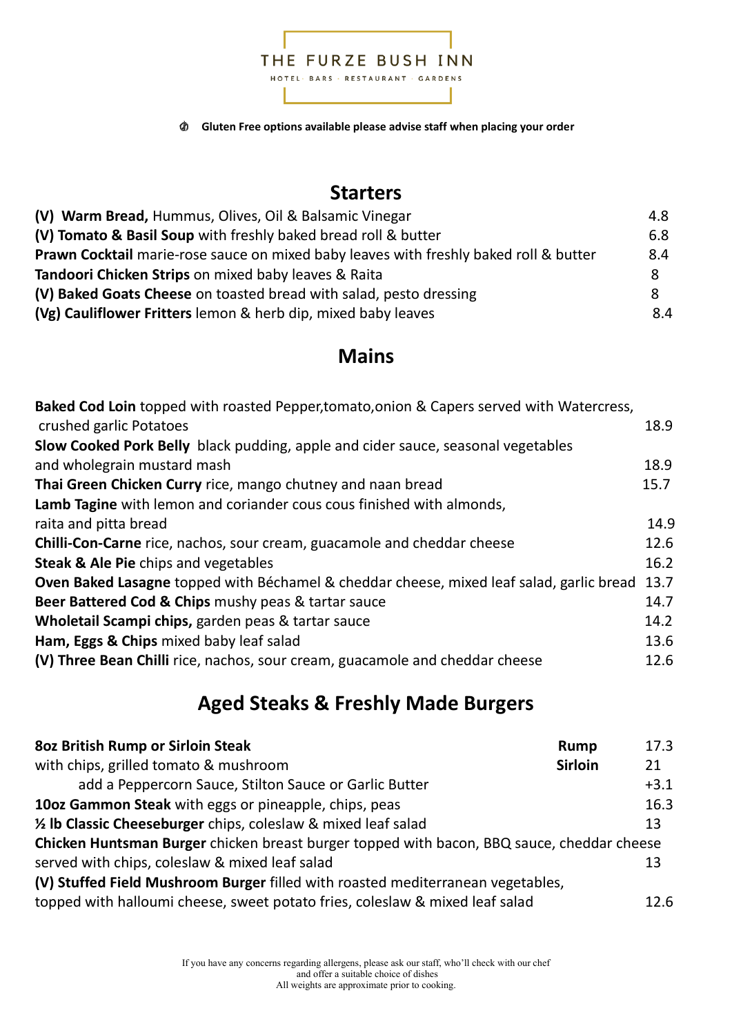# THE FURZE BUSH INN

HOTEL · BARS · RESTAURANT · GARDENS

**Gluten Free options available please advise staff when placing your order**

## Starters

| | |
|---|---|
| **(V) Warm Bread,** Hummus, Olives, Oil & Balsamic Vinegar | 4.8 |
| **(V) Tomato & Basil Soup** with freshly baked bread roll & butter | 6.8 |
| **Prawn Cocktail** marie-rose sauce on mixed baby leaves with freshly baked roll & butter | 8.4 |
| **Tandoori Chicken Strips** on mixed baby leaves & Raita | 8 |
| **(V) Baked Goats Cheese** on toasted bread with salad, pesto dressing | 8 |
| **(Vg) Cauliflower Fritters** lemon & herb dip, mixed baby leaves | 8.4 |

## Mains

| | |
|---|---|
| **Baked Cod Loin** topped with roasted Pepper,tomato,onion & Capers served with Watercress, crushed garlic Potatoes | 18.9 |
| **Slow Cooked Pork Belly** black pudding, apple and cider sauce, seasonal vegetables and wholegrain mustard mash | 18.9 |
| **Thai Green Chicken Curry** rice, mango chutney and naan bread | 15.7 |
| **Lamb Tagine** with lemon and coriander cous cous finished with almonds, raita and pitta bread | 14.9 |
| **Chilli-Con-Carne** rice, nachos, sour cream, guacamole and cheddar cheese | 12.6 |
| **Steak & Ale Pie** chips and vegetables | 16.2 |
| **Oven Baked Lasagne** topped with Béchamel & cheddar cheese, mixed leaf salad, garlic bread | 13.7 |
| **Beer Battered Cod & Chips** mushy peas & tartar sauce | 14.7 |
| **Wholetail Scampi chips,** garden peas & tartar sauce | 14.2 |
| **Ham, Eggs & Chips** mixed baby leaf salad | 13.6 |
| **(V) Three Bean Chilli** rice, nachos, sour cream, guacamole and cheddar cheese | 12.6 |

## Aged Steaks & Freshly Made Burgers

| | | |
|---|---|---|
| **8oz British Rump or Sirloin Steak** | **Rump** | 17.3 |
| with chips, grilled tomato & mushroom | **Sirloin** | 21 |
| add a Peppercorn Sauce, Stilton Sauce or Garlic Butter | | +3.1 |
| **10oz Gammon Steak** with eggs or pineapple, chips, peas | | 16.3 |
| **½ lb Classic Cheeseburger** chips, coleslaw & mixed leaf salad | | 13 |
| **Chicken Huntsman Burger** chicken breast burger topped with bacon, BBQ sauce, cheddar cheese served with chips, coleslaw & mixed leaf salad | | 13 |
| **(V) Stuffed Field Mushroom Burger** filled with roasted mediterranean vegetables, topped with halloumi cheese, sweet potato fries, coleslaw & mixed leaf salad | | 12.6 |

If you have any concerns regarding allergens, please ask our staff, who'll check with our chef and offer a suitable choice of dishes
All weights are approximate prior to cooking.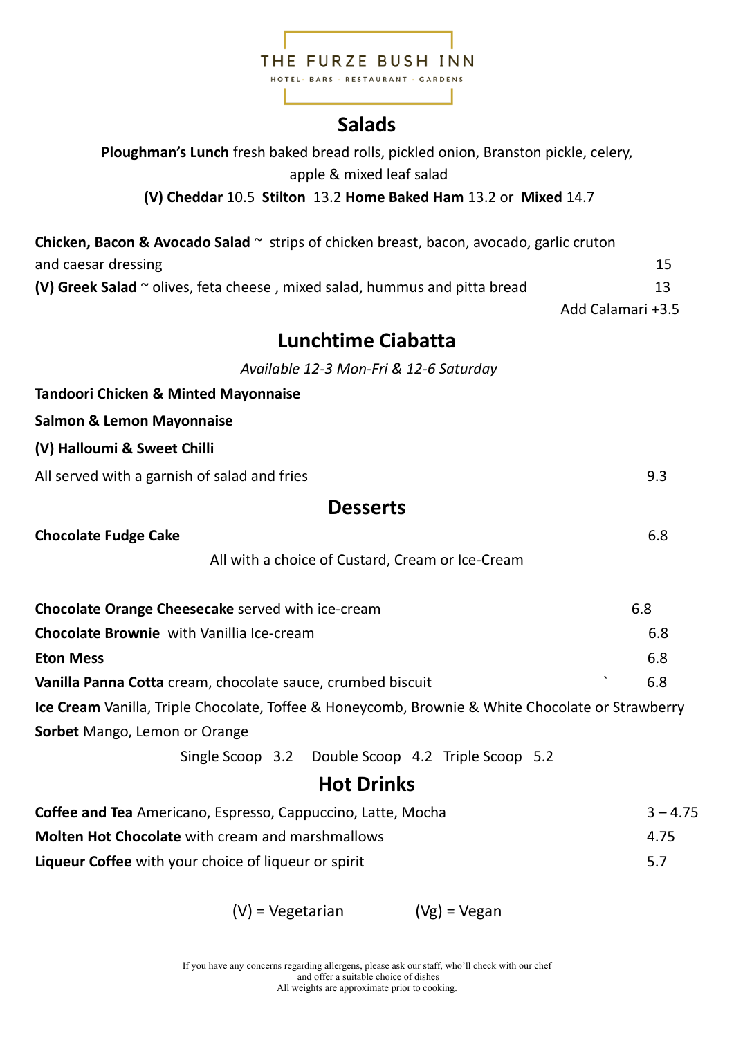THE FURZE BUSH INN

HOTEL · BARS · RESTAURANT · GARDENS

## Salads

**Ploughman's Lunch** fresh baked bread rolls, pickled onion, Branston pickle, celery, apple & mixed leaf salad

**(V) Cheddar** 10.5 **Stilton** 13.2 **Home Baked Ham** 13.2 or **Mixed** 14.7

**Chicken, Bacon & Avocado Salad** ~ strips of chicken breast, bacon, avocado, garlic cruton and caesar dressing 15

**(V) Greek Salad** ~ olives, feta cheese , mixed salad, hummus and pitta bread 13

Add Calamari +3.5

## Lunchtime Ciabatta

*Available 12-3 Mon-Fri & 12-6 Saturday*

**Tandoori Chicken & Minted Mayonnaise**

**Salmon & Lemon Mayonnaise**

**(V) Halloumi & Sweet Chilli**

All served with a garnish of salad and fries 9.3

## Desserts

**Chocolate Fudge Cake** 6.8

All with a choice of Custard, Cream or Ice-Cream

**Chocolate Orange Cheesecake** served with ice-cream 6.8

**Chocolate Brownie** with Vanillia Ice-cream 6.8

**Eton Mess** 6.8

**Vanilla Panna Cotta** cream, chocolate sauce, crumbed biscuit ` 6.8

**Ice Cream** Vanilla, Triple Chocolate, Toffee & Honeycomb, Brownie & White Chocolate or Strawberry

**Sorbet** Mango, Lemon or Orange

Single Scoop 3.2 Double Scoop 4.2 Triple Scoop 5.2

## Hot Drinks

**Coffee and Tea** Americano, Espresso, Cappuccino, Latte, Mocha 3 – 4.75

**Molten Hot Chocolate** with cream and marshmallows 4.75

**Liqueur Coffee** with your choice of liqueur or spirit 5.7

(V) = Vegetarian (Vg) = Vegan

If you have any concerns regarding allergens, please ask our staff, who'll check with our chef and offer a suitable choice of dishes
All weights are approximate prior to cooking.